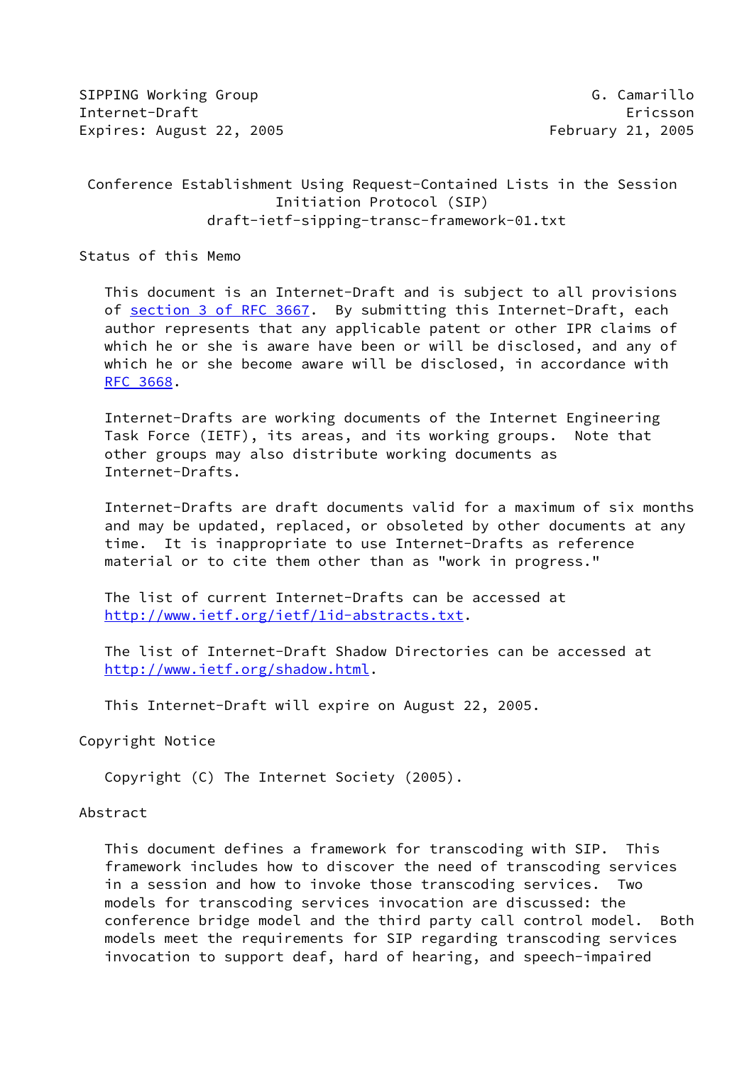SIPPING Working Group G. Camarillo
Internet-Draft Ericsson
Expires: August 22, 2005 February 21, 2005

# Conference Establishment Using Request-Contained Lists in the Session Initiation Protocol (SIP)

draft-ietf-sipping-transc-framework-01.txt

## Status of this Memo

This document is an Internet-Draft and is subject to all provisions of section 3 of RFC 3667. By submitting this Internet-Draft, each author represents that any applicable patent or other IPR claims of which he or she is aware have been or will be disclosed, and any of which he or she become aware will be disclosed, in accordance with RFC 3668.

Internet-Drafts are working documents of the Internet Engineering Task Force (IETF), its areas, and its working groups. Note that other groups may also distribute working documents as Internet-Drafts.

Internet-Drafts are draft documents valid for a maximum of six months and may be updated, replaced, or obsoleted by other documents at any time. It is inappropriate to use Internet-Drafts as reference material or to cite them other than as "work in progress."

The list of current Internet-Drafts can be accessed at http://www.ietf.org/ietf/1id-abstracts.txt.

The list of Internet-Draft Shadow Directories can be accessed at http://www.ietf.org/shadow.html.

This Internet-Draft will expire on August 22, 2005.

## Copyright Notice

Copyright (C) The Internet Society (2005).

## Abstract

This document defines a framework for transcoding with SIP. This framework includes how to discover the need of transcoding services in a session and how to invoke those transcoding services. Two models for transcoding services invocation are discussed: the conference bridge model and the third party call control model. Both models meet the requirements for SIP regarding transcoding services invocation to support deaf, hard of hearing, and speech-impaired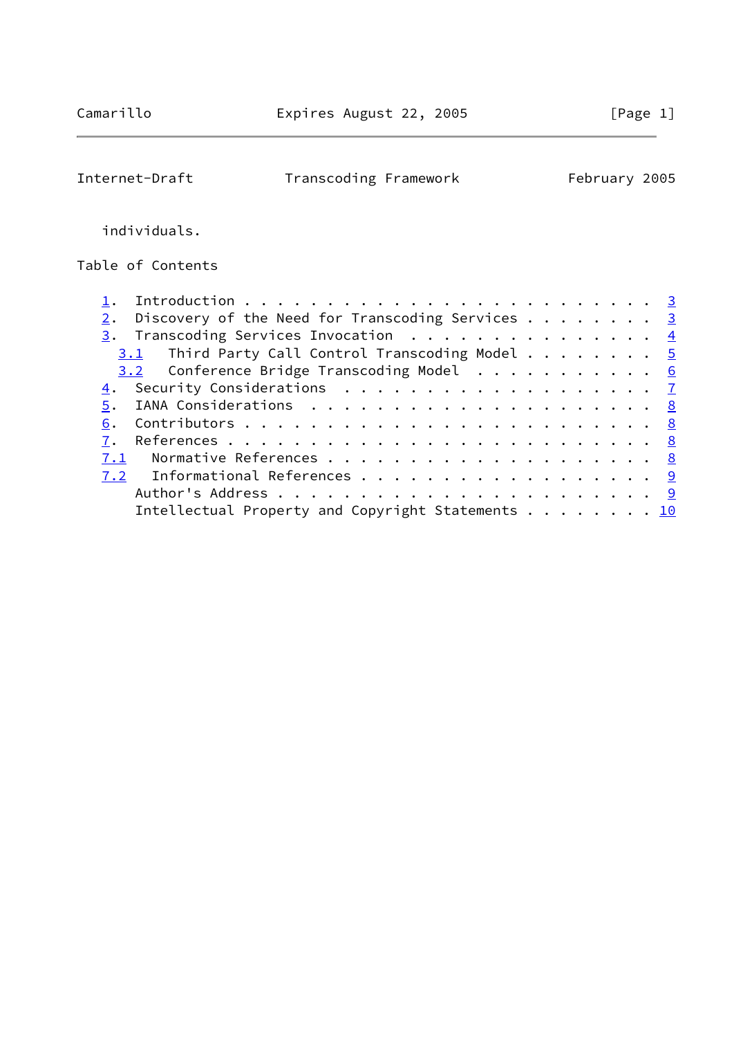individuals.

## Table of Contents

1. Introduction . . . . . . . . . . . . . . . . . . . . . . . . 3
2. Discovery of the Need for Transcoding Services . . . . . . . . 3
3. Transcoding Services Invocation . . . . . . . . . . . . . . . 4
   3.1 Third Party Call Control Transcoding Model . . . . . . . . 5
   3.2 Conference Bridge Transcoding Model . . . . . . . . . . . 6
4. Security Considerations . . . . . . . . . . . . . . . . . . . 7
5. IANA Considerations . . . . . . . . . . . . . . . . . . . . . 8
6. Contributors . . . . . . . . . . . . . . . . . . . . . . . . 8
7. References . . . . . . . . . . . . . . . . . . . . . . . . . 8
   7.1 Normative References . . . . . . . . . . . . . . . . . . . 8
   7.2 Informational References . . . . . . . . . . . . . . . . . 9
   Author's Address . . . . . . . . . . . . . . . . . . . . . . . 9
   Intellectual Property and Copyright Statements . . . . . . . . 10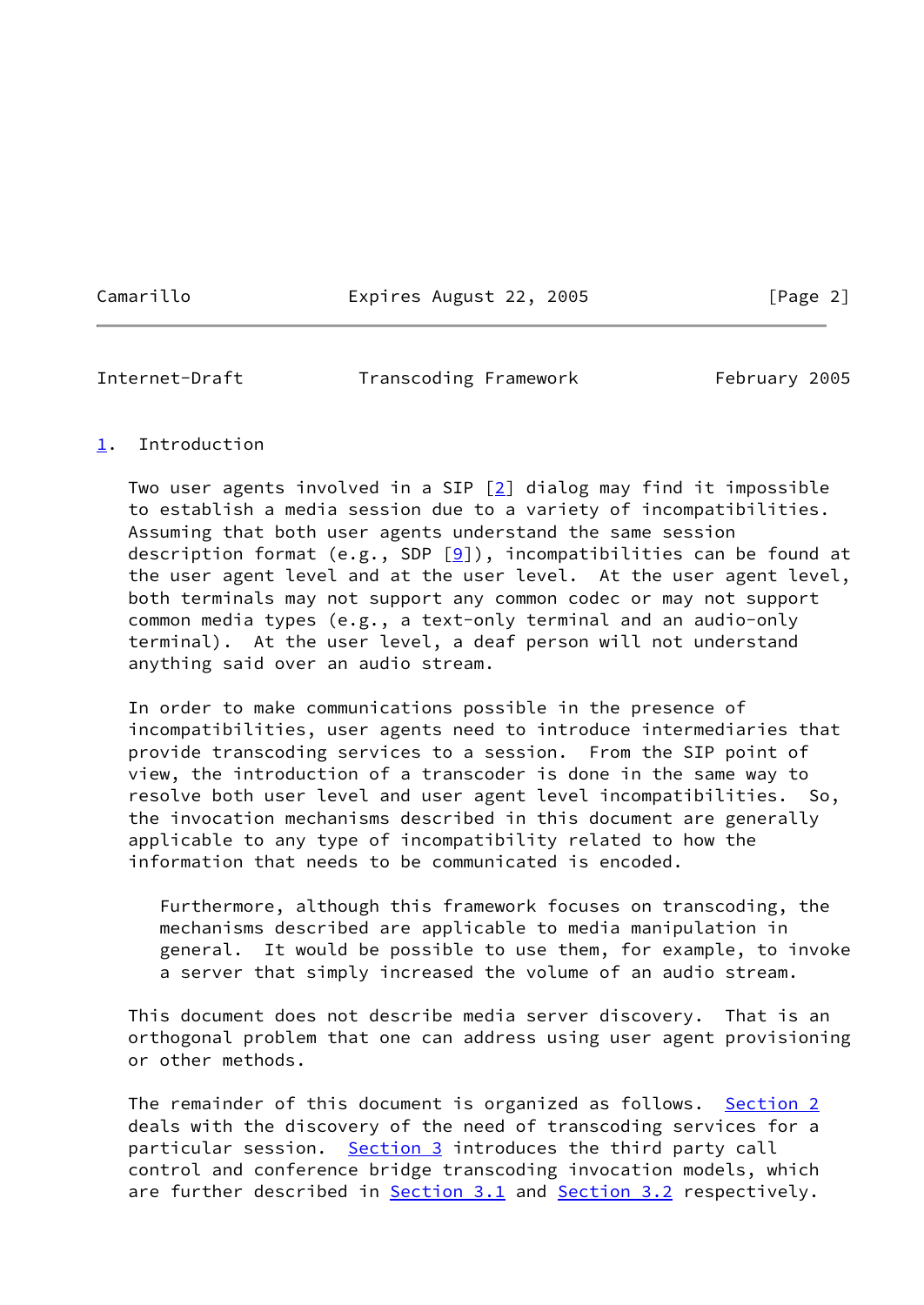# 1. Introduction

Two user agents involved in a SIP [2] dialog may find it impossible to establish a media session due to a variety of incompatibilities. Assuming that both user agents understand the same session description format (e.g., SDP [9]), incompatibilities can be found at the user agent level and at the user level. At the user agent level, both terminals may not support any common codec or may not support common media types (e.g., a text-only terminal and an audio-only terminal). At the user level, a deaf person will not understand anything said over an audio stream.

In order to make communications possible in the presence of incompatibilities, user agents need to introduce intermediaries that provide transcoding services to a session. From the SIP point of view, the introduction of a transcoder is done in the same way to resolve both user level and user agent level incompatibilities. So, the invocation mechanisms described in this document are generally applicable to any type of incompatibility related to how the information that needs to be communicated is encoded.

> Furthermore, although this framework focuses on transcoding, the mechanisms described are applicable to media manipulation in general. It would be possible to use them, for example, to invoke a server that simply increased the volume of an audio stream.

This document does not describe media server discovery. That is an orthogonal problem that one can address using user agent provisioning or other methods.

The remainder of this document is organized as follows. Section 2 deals with the discovery of the need of transcoding services for a particular session. Section 3 introduces the third party call control and conference bridge transcoding invocation models, which are further described in Section 3.1 and Section 3.2 respectively.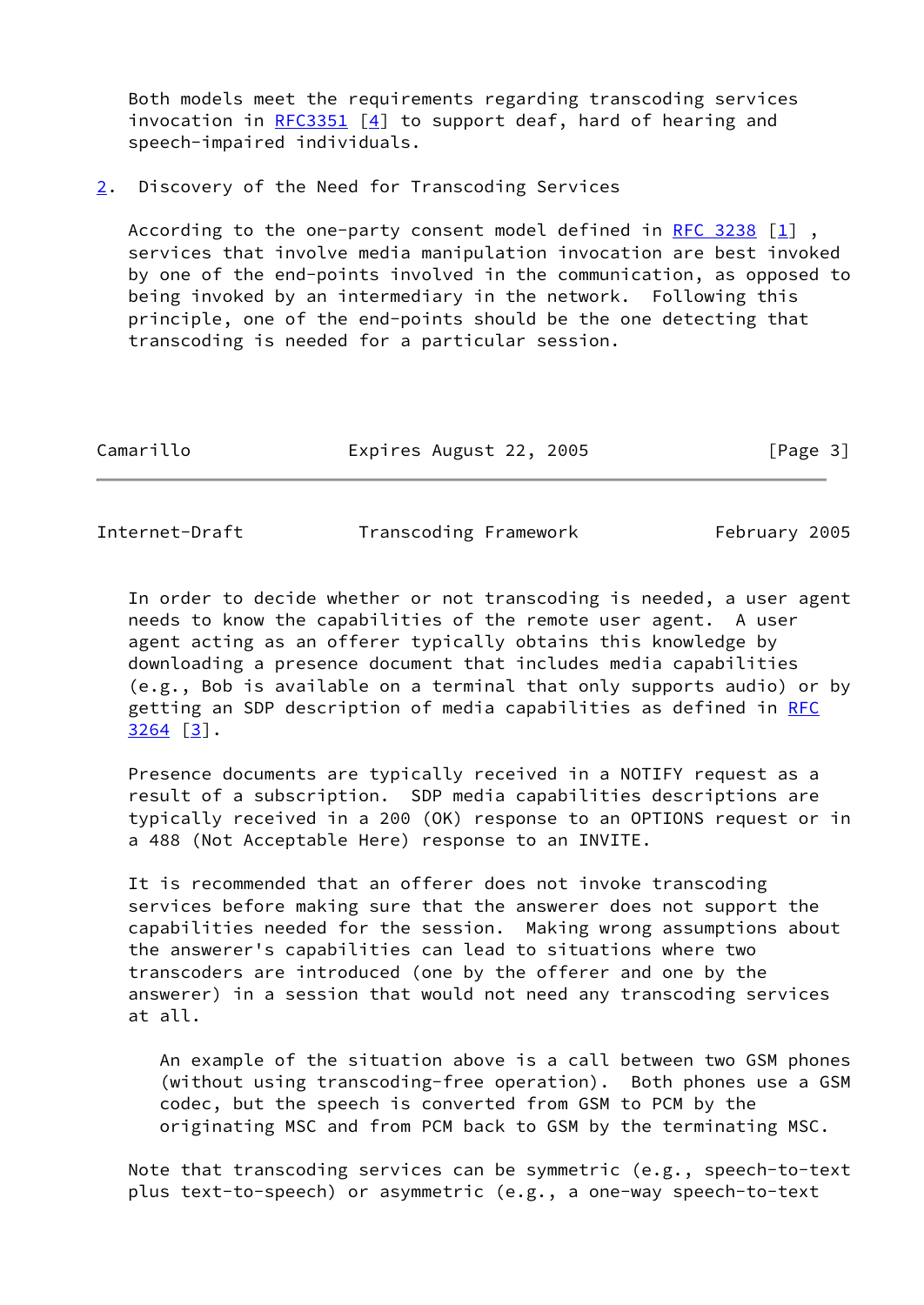Both models meet the requirements regarding transcoding services invocation in RFC3351 [4] to support deaf, hard of hearing and speech-impaired individuals.

## 2. Discovery of the Need for Transcoding Services

According to the one-party consent model defined in RFC 3238 [1] , services that involve media manipulation invocation are best invoked by one of the end-points involved in the communication, as opposed to being invoked by an intermediary in the network. Following this principle, one of the end-points should be the one detecting that transcoding is needed for a particular session.

In order to decide whether or not transcoding is needed, a user agent needs to know the capabilities of the remote user agent. A user agent acting as an offerer typically obtains this knowledge by downloading a presence document that includes media capabilities (e.g., Bob is available on a terminal that only supports audio) or by getting an SDP description of media capabilities as defined in RFC 3264 [3].

Presence documents are typically received in a NOTIFY request as a result of a subscription. SDP media capabilities descriptions are typically received in a 200 (OK) response to an OPTIONS request or in a 488 (Not Acceptable Here) response to an INVITE.

It is recommended that an offerer does not invoke transcoding services before making sure that the answerer does not support the capabilities needed for the session. Making wrong assumptions about the answerer's capabilities can lead to situations where two transcoders are introduced (one by the offerer and one by the answerer) in a session that would not need any transcoding services at all.

> An example of the situation above is a call between two GSM phones (without using transcoding-free operation). Both phones use a GSM codec, but the speech is converted from GSM to PCM by the originating MSC and from PCM back to GSM by the terminating MSC.

Note that transcoding services can be symmetric (e.g., speech-to-text plus text-to-speech) or asymmetric (e.g., a one-way speech-to-text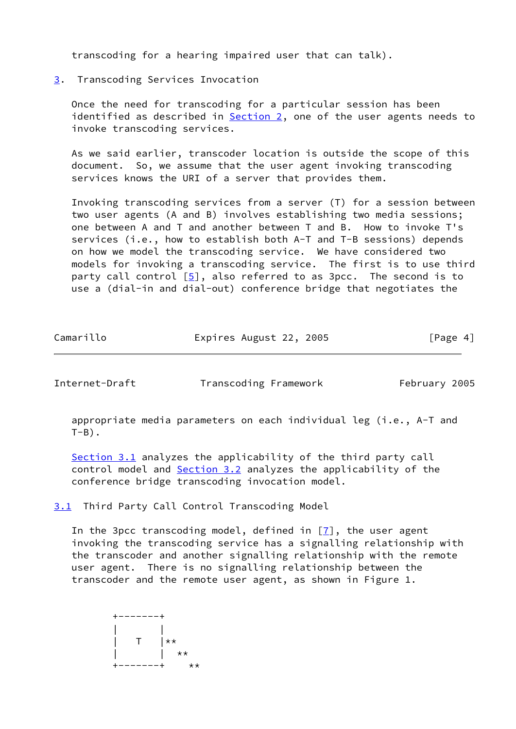transcoding for a hearing impaired user that can talk).

## 3. Transcoding Services Invocation

Once the need for transcoding for a particular session has been identified as described in Section 2, one of the user agents needs to invoke transcoding services.

As we said earlier, transcoder location is outside the scope of this document. So, we assume that the user agent invoking transcoding services knows the URI of a server that provides them.

Invoking transcoding services from a server (T) for a session between two user agents (A and B) involves establishing two media sessions; one between A and T and another between T and B. How to invoke T's services (i.e., how to establish both A-T and T-B sessions) depends on how we model the transcoding service. We have considered two models for invoking a transcoding service. The first is to use third party call control [5], also referred to as 3pcc. The second is to use a (dial-in and dial-out) conference bridge that negotiates the appropriate media parameters on each individual leg (i.e., A-T and T-B).

Section 3.1 analyzes the applicability of the third party call control model and Section 3.2 analyzes the applicability of the conference bridge transcoding invocation model.

### 3.1 Third Party Call Control Transcoding Model

In the 3pcc transcoding model, defined in [7], the user agent invoking the transcoding service has a signalling relationship with the transcoder and another signalling relationship with the remote user agent. There is no signalling relationship between the transcoder and the remote user agent, as shown in Figure 1.

```
          +-------+
          |       |
          |   T   |**
          |       |  **
          +-------+    **
```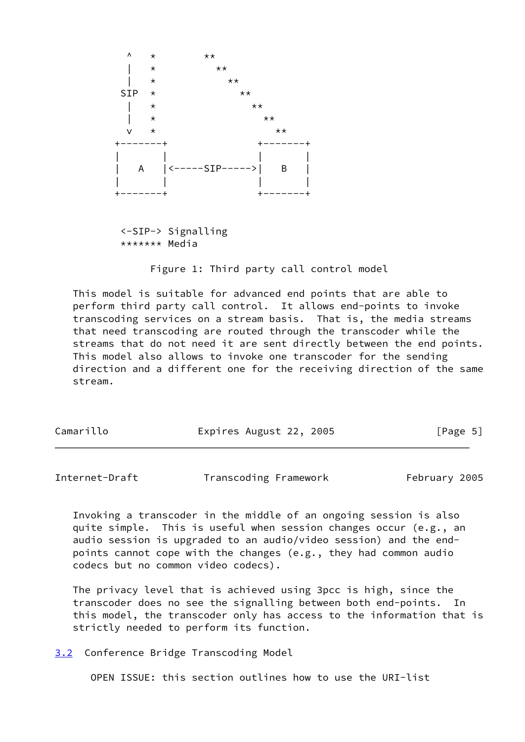```
  ^   *         **
  |   *           **
  |   *             **
 SIP  *               **
  |   *                 **
  |   *                   **
  v   *                     **
+-------+                +-------+
|       |                |       |
|   A   |<-----SIP----->|   B   |
|       |                |       |
+-------+                +-------+


 <-SIP-> Signalling
 ******* Media
```

Figure 1: Third party call control model

This model is suitable for advanced end points that are able to perform third party call control. It allows end-points to invoke transcoding services on a stream basis. That is, the media streams that need transcoding are routed through the transcoder while the streams that do not need it are sent directly between the end points. This model also allows to invoke one transcoder for the sending direction and a different one for the receiving direction of the same stream.

Invoking a transcoder in the middle of an ongoing session is also quite simple. This is useful when session changes occur (e.g., an audio session is upgraded to an audio/video session) and the end-points cannot cope with the changes (e.g., they had common audio codecs but no common video codecs).

The privacy level that is achieved using 3pcc is high, since the transcoder does no see the signalling between both end-points. In this model, the transcoder only has access to the information that is strictly needed to perform its function.

## 3.2 Conference Bridge Transcoding Model

OPEN ISSUE: this section outlines how to use the URI-list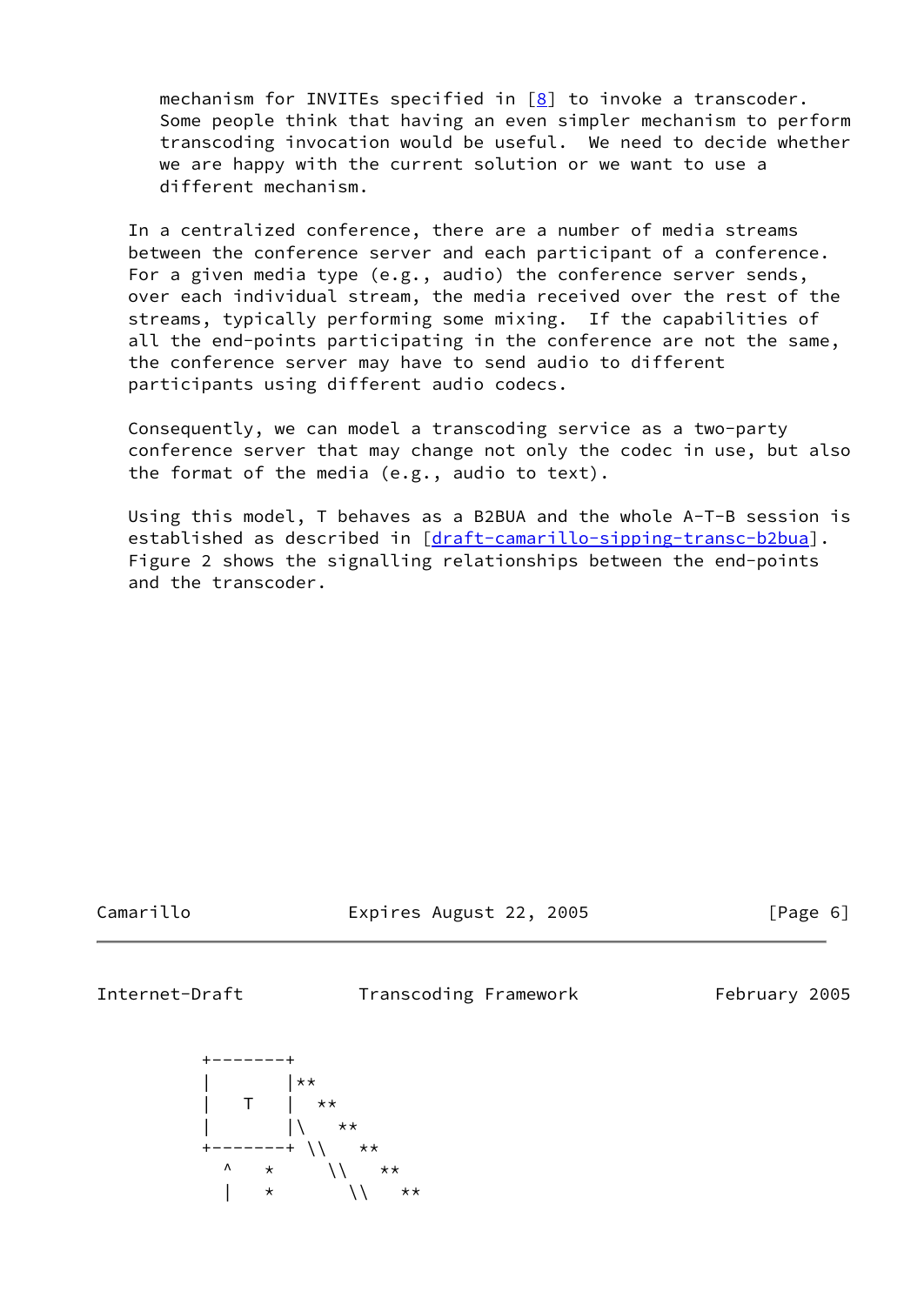mechanism for INVITEs specified in [8] to invoke a transcoder. Some people think that having an even simpler mechanism to perform transcoding invocation would be useful. We need to decide whether we are happy with the current solution or we want to use a different mechanism.

In a centralized conference, there are a number of media streams between the conference server and each participant of a conference. For a given media type (e.g., audio) the conference server sends, over each individual stream, the media received over the rest of the streams, typically performing some mixing. If the capabilities of all the end-points participating in the conference are not the same, the conference server may have to send audio to different participants using different audio codecs.

Consequently, we can model a transcoding service as a two-party conference server that may change not only the codec in use, but also the format of the media (e.g., audio to text).

Using this model, T behaves as a B2BUA and the whole A-T-B session is established as described in [draft-camarillo-sipping-transc-b2bua]. Figure 2 shows the signalling relationships between the end-points and the transcoder.

```
        +-------+
        |       |**
        |   T   |  **
        |       |\   **
        +-------+ \\   **
          ^   *     \\   **
          |   *       \\   **
```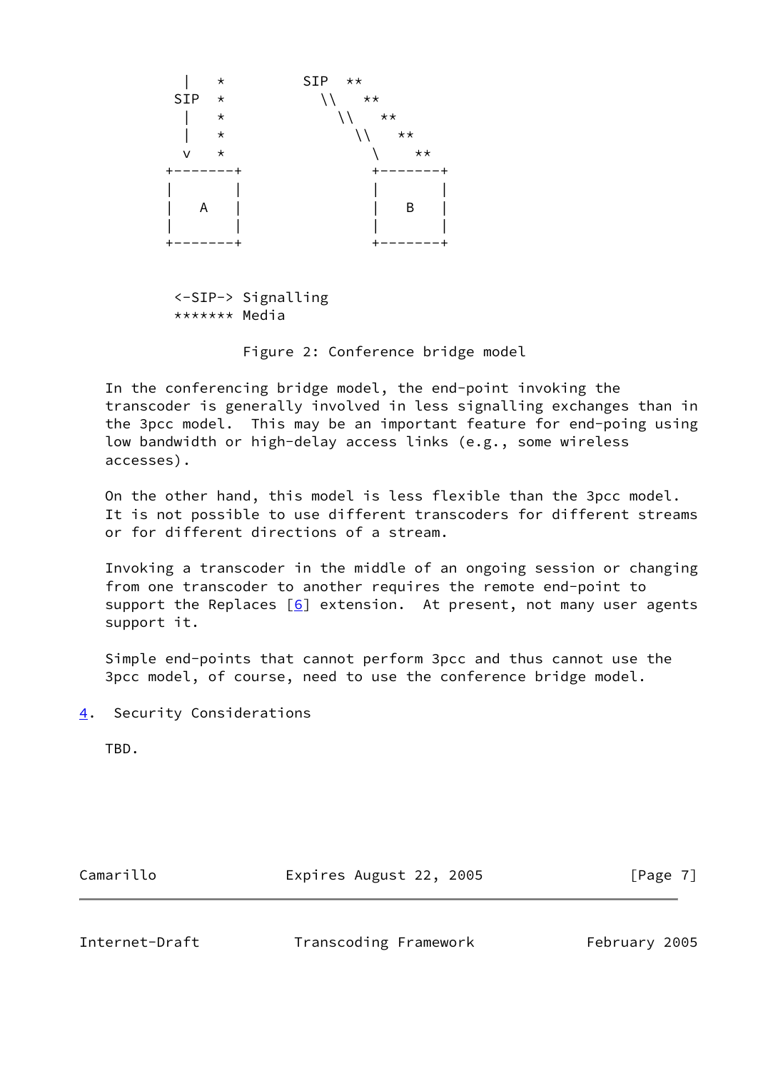```
          |   *          SIP  **
         SIP  *            \\    **
          |   *              \\    **
          |   *                \\    **
          v   *                  \     **
        +-------+              +-------+
        |       |              |       |
        |   A   |              |   B   |
        |       |              |       |
        +-------+              +-------+


         <-SIP-> Signalling
         ******* Media
```

Figure 2: Conference bridge model

In the conferencing bridge model, the end-point invoking the transcoder is generally involved in less signalling exchanges than in the 3pcc model. This may be an important feature for end-poing using low bandwidth or high-delay access links (e.g., some wireless accesses).

On the other hand, this model is less flexible than the 3pcc model. It is not possible to use different transcoders for different streams or for different directions of a stream.

Invoking a transcoder in the middle of an ongoing session or changing from one transcoder to another requires the remote end-point to support the Replaces [6] extension. At present, not many user agents support it.

Simple end-points that cannot perform 3pcc and thus cannot use the 3pcc model, of course, need to use the conference bridge model.

## 4. Security Considerations

TBD.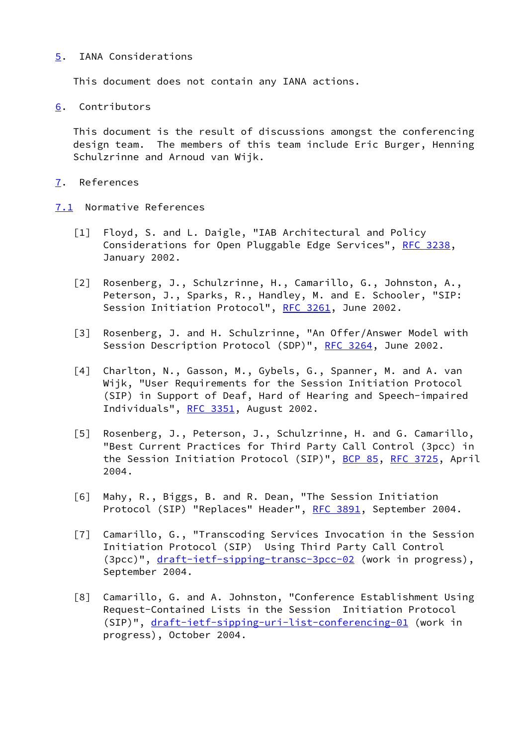## 5. IANA Considerations

This document does not contain any IANA actions.

## 6. Contributors

This document is the result of discussions amongst the conferencing design team. The members of this team include Eric Burger, Henning Schulzrinne and Arnoud van Wijk.

## 7. References

### 7.1 Normative References

[1] Floyd, S. and L. Daigle, "IAB Architectural and Policy Considerations for Open Pluggable Edge Services", RFC 3238, January 2002.

[2] Rosenberg, J., Schulzrinne, H., Camarillo, G., Johnston, A., Peterson, J., Sparks, R., Handley, M. and E. Schooler, "SIP: Session Initiation Protocol", RFC 3261, June 2002.

[3] Rosenberg, J. and H. Schulzrinne, "An Offer/Answer Model with Session Description Protocol (SDP)", RFC 3264, June 2002.

[4] Charlton, N., Gasson, M., Gybels, G., Spanner, M. and A. van Wijk, "User Requirements for the Session Initiation Protocol (SIP) in Support of Deaf, Hard of Hearing and Speech-impaired Individuals", RFC 3351, August 2002.

[5] Rosenberg, J., Peterson, J., Schulzrinne, H. and G. Camarillo, "Best Current Practices for Third Party Call Control (3pcc) in the Session Initiation Protocol (SIP)", BCP 85, RFC 3725, April 2004.

[6] Mahy, R., Biggs, B. and R. Dean, "The Session Initiation Protocol (SIP) "Replaces" Header", RFC 3891, September 2004.

[7] Camarillo, G., "Transcoding Services Invocation in the Session Initiation Protocol (SIP) Using Third Party Call Control (3pcc)", draft-ietf-sipping-transc-3pcc-02 (work in progress), September 2004.

[8] Camarillo, G. and A. Johnston, "Conference Establishment Using Request-Contained Lists in the Session Initiation Protocol (SIP)", draft-ietf-sipping-uri-list-conferencing-01 (work in progress), October 2004.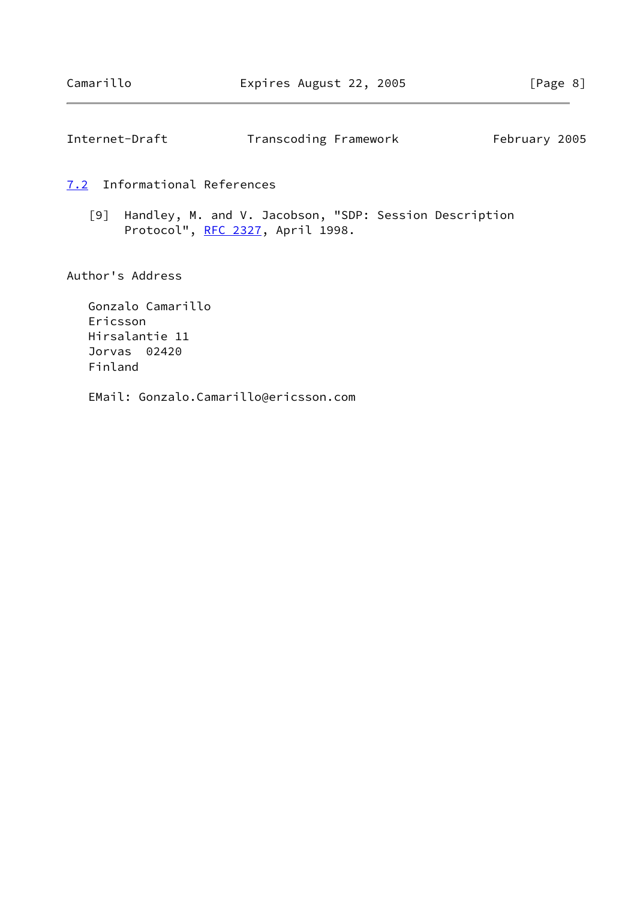### 7.2 Informational References

[9] Handley, M. and V. Jacobson, "SDP: Session Description Protocol", RFC 2327, April 1998.

## Author's Address

Gonzalo Camarillo
Ericsson
Hirsalantie 11
Jorvas 02420
Finland

EMail: Gonzalo.Camarillo@ericsson.com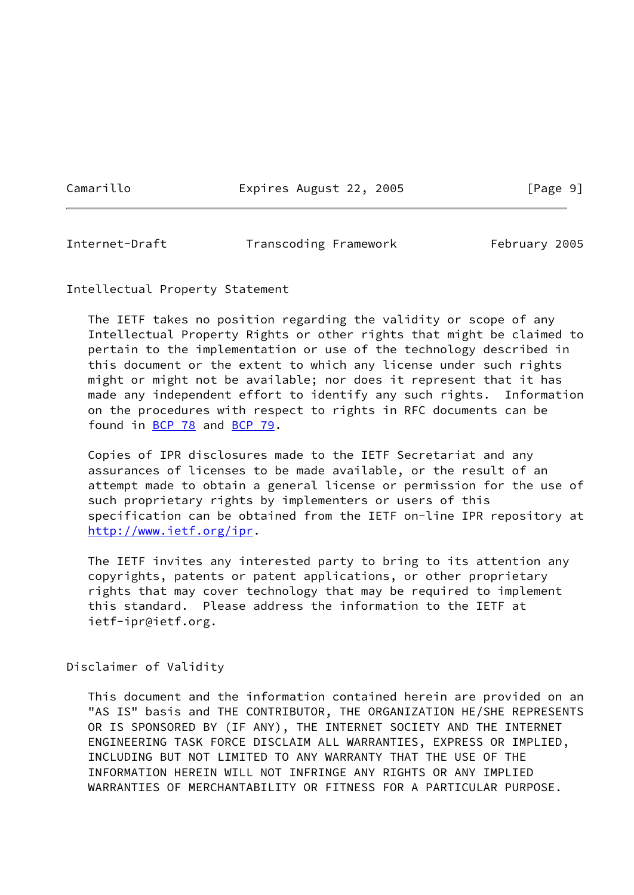## Intellectual Property Statement

The IETF takes no position regarding the validity or scope of any Intellectual Property Rights or other rights that might be claimed to pertain to the implementation or use of the technology described in this document or the extent to which any license under such rights might or might not be available; nor does it represent that it has made any independent effort to identify any such rights. Information on the procedures with respect to rights in RFC documents can be found in BCP 78 and BCP 79.

Copies of IPR disclosures made to the IETF Secretariat and any assurances of licenses to be made available, or the result of an attempt made to obtain a general license or permission for the use of such proprietary rights by implementers or users of this specification can be obtained from the IETF on-line IPR repository at http://www.ietf.org/ipr.

The IETF invites any interested party to bring to its attention any copyrights, patents or patent applications, or other proprietary rights that may cover technology that may be required to implement this standard. Please address the information to the IETF at ietf-ipr@ietf.org.

## Disclaimer of Validity

This document and the information contained herein are provided on an "AS IS" basis and THE CONTRIBUTOR, THE ORGANIZATION HE/SHE REPRESENTS OR IS SPONSORED BY (IF ANY), THE INTERNET SOCIETY AND THE INTERNET ENGINEERING TASK FORCE DISCLAIM ALL WARRANTIES, EXPRESS OR IMPLIED, INCLUDING BUT NOT LIMITED TO ANY WARRANTY THAT THE USE OF THE INFORMATION HEREIN WILL NOT INFRINGE ANY RIGHTS OR ANY IMPLIED WARRANTIES OF MERCHANTABILITY OR FITNESS FOR A PARTICULAR PURPOSE.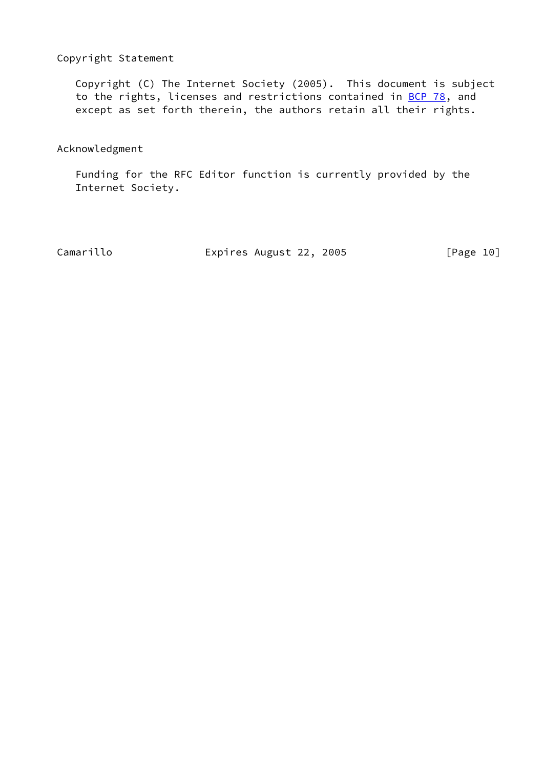## Copyright Statement

Copyright (C) The Internet Society (2005). This document is subject to the rights, licenses and restrictions contained in BCP 78, and except as set forth therein, the authors retain all their rights.

## Acknowledgment

Funding for the RFC Editor function is currently provided by the Internet Society.